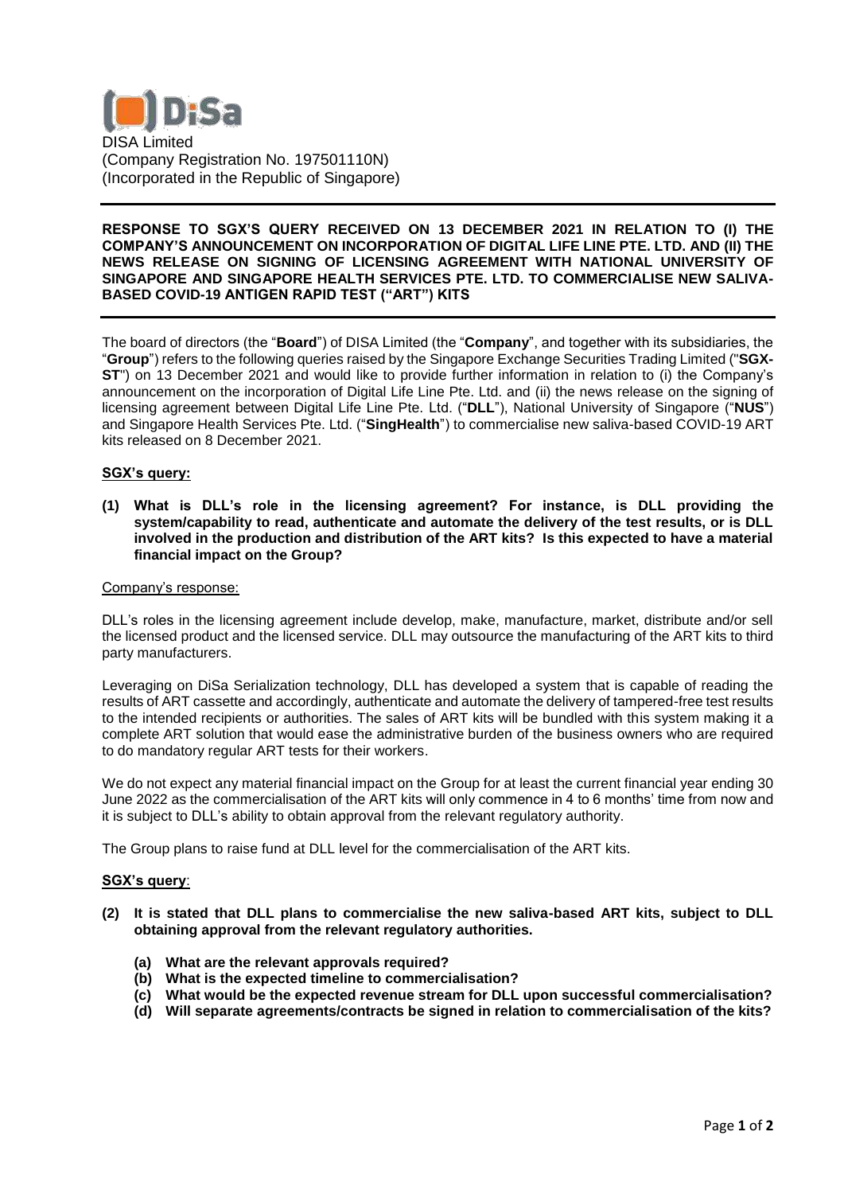DISA Limited
(Company Registration No. 197501110N)
(Incorporated in the Republic of Singapore)

---

**RESPONSE TO SGX'S QUERY RECEIVED ON 13 DECEMBER 2021 IN RELATION TO (I) THE COMPANY'S ANNOUNCEMENT ON INCORPORATION OF DIGITAL LIFE LINE PTE. LTD. AND (II) THE NEWS RELEASE ON SIGNING OF LICENSING AGREEMENT WITH NATIONAL UNIVERSITY OF SINGAPORE AND SINGAPORE HEALTH SERVICES PTE. LTD. TO COMMERCIALISE NEW SALIVA-BASED COVID-19 ANTIGEN RAPID TEST ("ART") KITS**

---

The board of directors (the "**Board**") of DISA Limited (the "**Company**", and together with its subsidiaries, the "**Group**") refers to the following queries raised by the Singapore Exchange Securities Trading Limited ("**SGX-ST**") on 13 December 2021 and would like to provide further information in relation to (i) the Company's announcement on the incorporation of Digital Life Line Pte. Ltd. and (ii) the news release on the signing of licensing agreement between Digital Life Line Pte. Ltd. ("**DLL**"), National University of Singapore ("**NUS**") and Singapore Health Services Pte. Ltd. ("**SingHealth**") to commercialise new saliva-based COVID-19 ART kits released on 8 December 2021.

**SGX's query:**

**(1) What is DLL's role in the licensing agreement? For instance, is DLL providing the system/capability to read, authenticate and automate the delivery of the test results, or is DLL involved in the production and distribution of the ART kits? Is this expected to have a material financial impact on the Group?**

Company's response:

DLL's roles in the licensing agreement include develop, make, manufacture, market, distribute and/or sell the licensed product and the licensed service. DLL may outsource the manufacturing of the ART kits to third party manufacturers.

Leveraging on DiSa Serialization technology, DLL has developed a system that is capable of reading the results of ART cassette and accordingly, authenticate and automate the delivery of tampered-free test results to the intended recipients or authorities. The sales of ART kits will be bundled with this system making it a complete ART solution that would ease the administrative burden of the business owners who are required to do mandatory regular ART tests for their workers.

We do not expect any material financial impact on the Group for at least the current financial year ending 30 June 2022 as the commercialisation of the ART kits will only commence in 4 to 6 months' time from now and it is subject to DLL's ability to obtain approval from the relevant regulatory authority.

The Group plans to raise fund at DLL level for the commercialisation of the ART kits.

**SGX's query**:

**(2) It is stated that DLL plans to commercialise the new saliva-based ART kits, subject to DLL obtaining approval from the relevant regulatory authorities.**

- **(a) What are the relevant approvals required?**
- **(b) What is the expected timeline to commercialisation?**
- **(c) What would be the expected revenue stream for DLL upon successful commercialisation?**
- **(d) Will separate agreements/contracts be signed in relation to commercialisation of the kits?**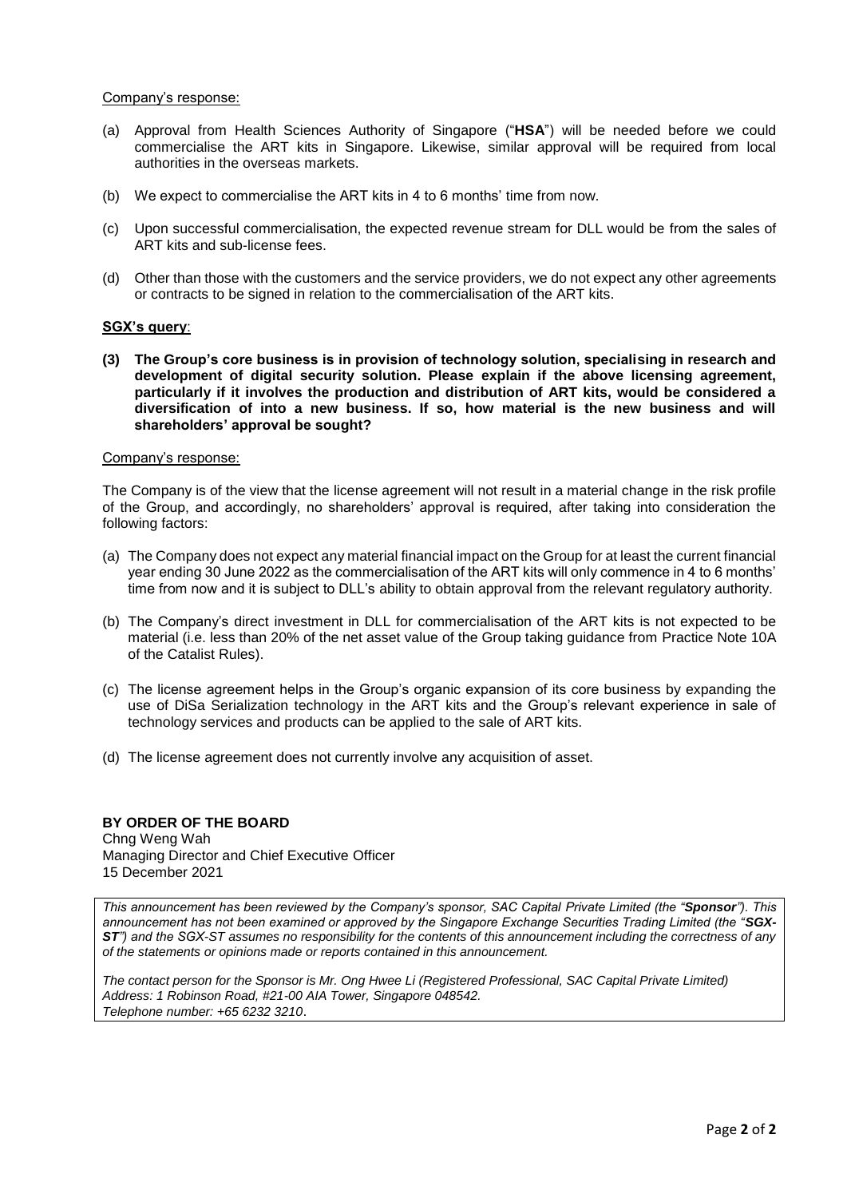Company's response:

(a) Approval from Health Sciences Authority of Singapore ("**HSA**") will be needed before we could commercialise the ART kits in Singapore. Likewise, similar approval will be required from local authorities in the overseas markets.

(b) We expect to commercialise the ART kits in 4 to 6 months' time from now.

(c) Upon successful commercialisation, the expected revenue stream for DLL would be from the sales of ART kits and sub-license fees.

(d) Other than those with the customers and the service providers, we do not expect any other agreements or contracts to be signed in relation to the commercialisation of the ART kits.

**SGX's query**:

**(3) The Group's core business is in provision of technology solution, specialising in research and development of digital security solution. Please explain if the above licensing agreement, particularly if it involves the production and distribution of ART kits, would be considered a diversification of into a new business. If so, how material is the new business and will shareholders' approval be sought?**

Company's response:

The Company is of the view that the license agreement will not result in a material change in the risk profile of the Group, and accordingly, no shareholders' approval is required, after taking into consideration the following factors:

(a) The Company does not expect any material financial impact on the Group for at least the current financial year ending 30 June 2022 as the commercialisation of the ART kits will only commence in 4 to 6 months' time from now and it is subject to DLL's ability to obtain approval from the relevant regulatory authority.

(b) The Company's direct investment in DLL for commercialisation of the ART kits is not expected to be material (i.e. less than 20% of the net asset value of the Group taking guidance from Practice Note 10A of the Catalist Rules).

(c) The license agreement helps in the Group's organic expansion of its core business by expanding the use of DiSa Serialization technology in the ART kits and the Group's relevant experience in sale of technology services and products can be applied to the sale of ART kits.

(d) The license agreement does not currently involve any acquisition of asset.

**BY ORDER OF THE BOARD**
Chng Weng Wah
Managing Director and Chief Executive Officer
15 December 2021

*This announcement has been reviewed by the Company's sponsor, SAC Capital Private Limited (the "**Sponsor**"). This announcement has not been examined or approved by the Singapore Exchange Securities Trading Limited (the "**SGX-ST**") and the SGX-ST assumes no responsibility for the contents of this announcement including the correctness of any of the statements or opinions made or reports contained in this announcement.*

*The contact person for the Sponsor is Mr. Ong Hwee Li (Registered Professional, SAC Capital Private Limited)*
*Address: 1 Robinson Road, #21-00 AIA Tower, Singapore 048542.*
*Telephone number: +65 6232 3210*.